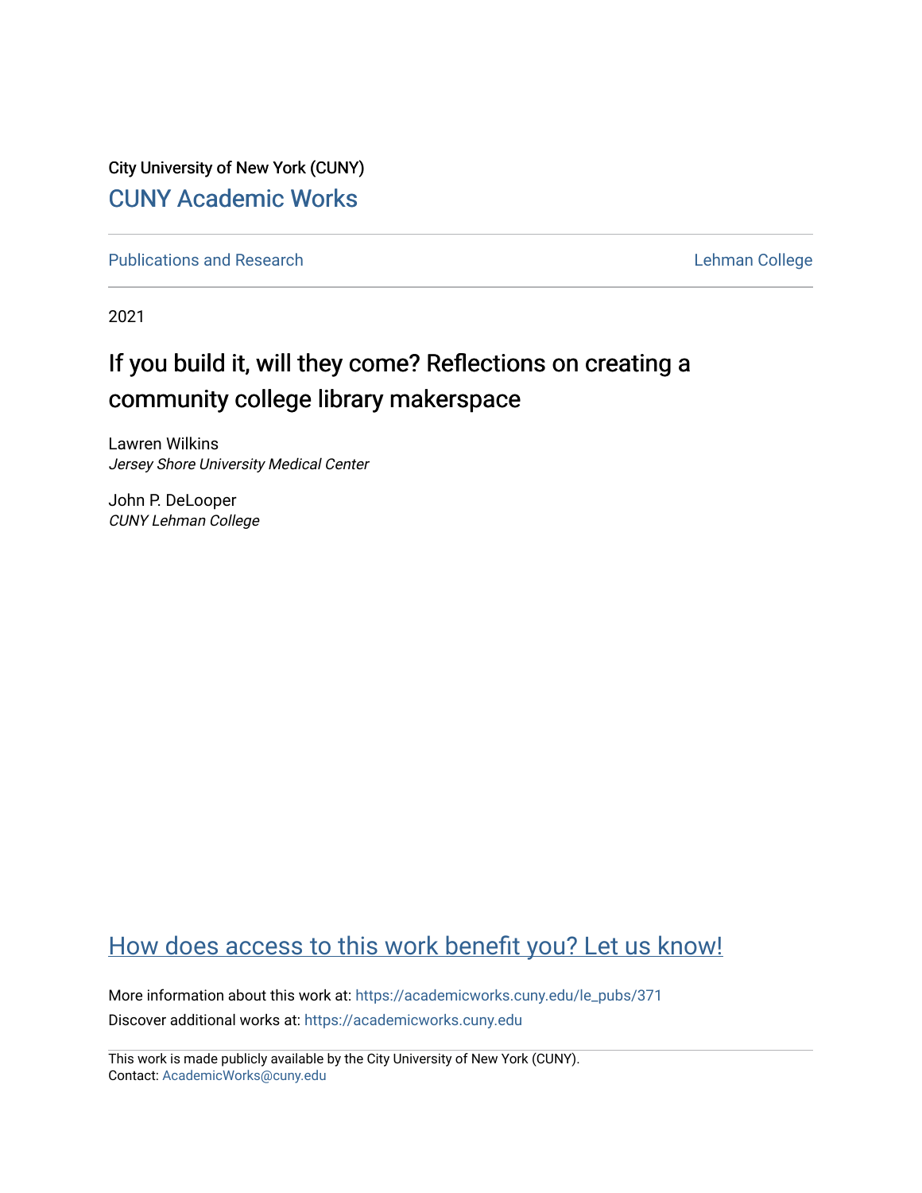City University of New York (CUNY)

CUNY Academic Works

Publications and Research

Lehman College

2021

# If you build it, will they come? Reflections on creating a community college library makerspace

Lawren Wilkins
*Jersey Shore University Medical Center*

John P. DeLooper
*CUNY Lehman College*

How does access to this work benefit you? Let us know!

More information about this work at: https://academicworks.cuny.edu/le_pubs/371

Discover additional works at: https://academicworks.cuny.edu

This work is made publicly available by the City University of New York (CUNY).
Contact: AcademicWorks@cuny.edu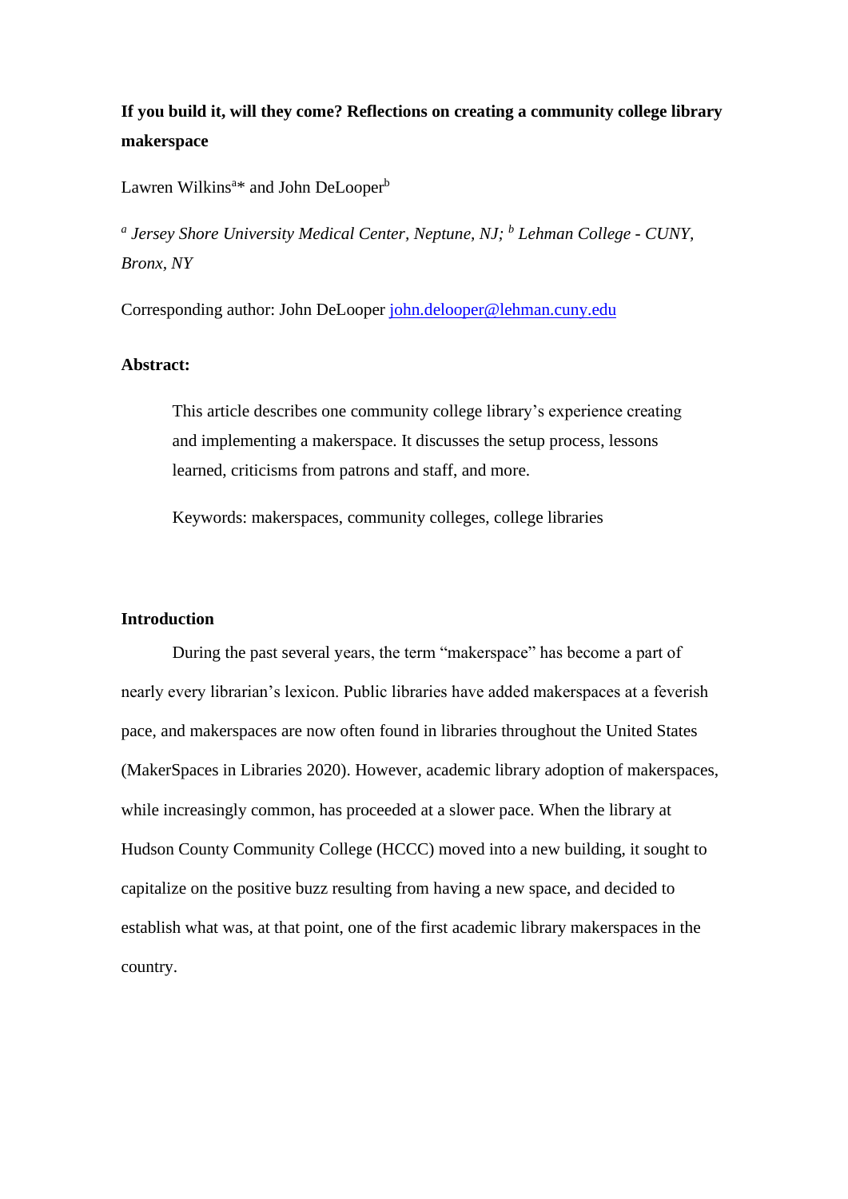**If you build it, will they come? Reflections on creating a community college library makerspace**

Lawren Wilkins[a]* and John DeLooper[b]

*[a] Jersey Shore University Medical Center, Neptune, NJ; [b] Lehman College - CUNY, Bronx, NY*

Corresponding author: John DeLooper john.delooper@lehman.cuny.edu

**Abstract:**

> This article describes one community college library's experience creating and implementing a makerspace. It discusses the setup process, lessons learned, criticisms from patrons and staff, and more.
>
> Keywords: makerspaces, community colleges, college libraries

## Introduction

During the past several years, the term "makerspace" has become a part of nearly every librarian's lexicon. Public libraries have added makerspaces at a feverish pace, and makerspaces are now often found in libraries throughout the United States (MakerSpaces in Libraries 2020). However, academic library adoption of makerspaces, while increasingly common, has proceeded at a slower pace. When the library at Hudson County Community College (HCCC) moved into a new building, it sought to capitalize on the positive buzz resulting from having a new space, and decided to establish what was, at that point, one of the first academic library makerspaces in the country.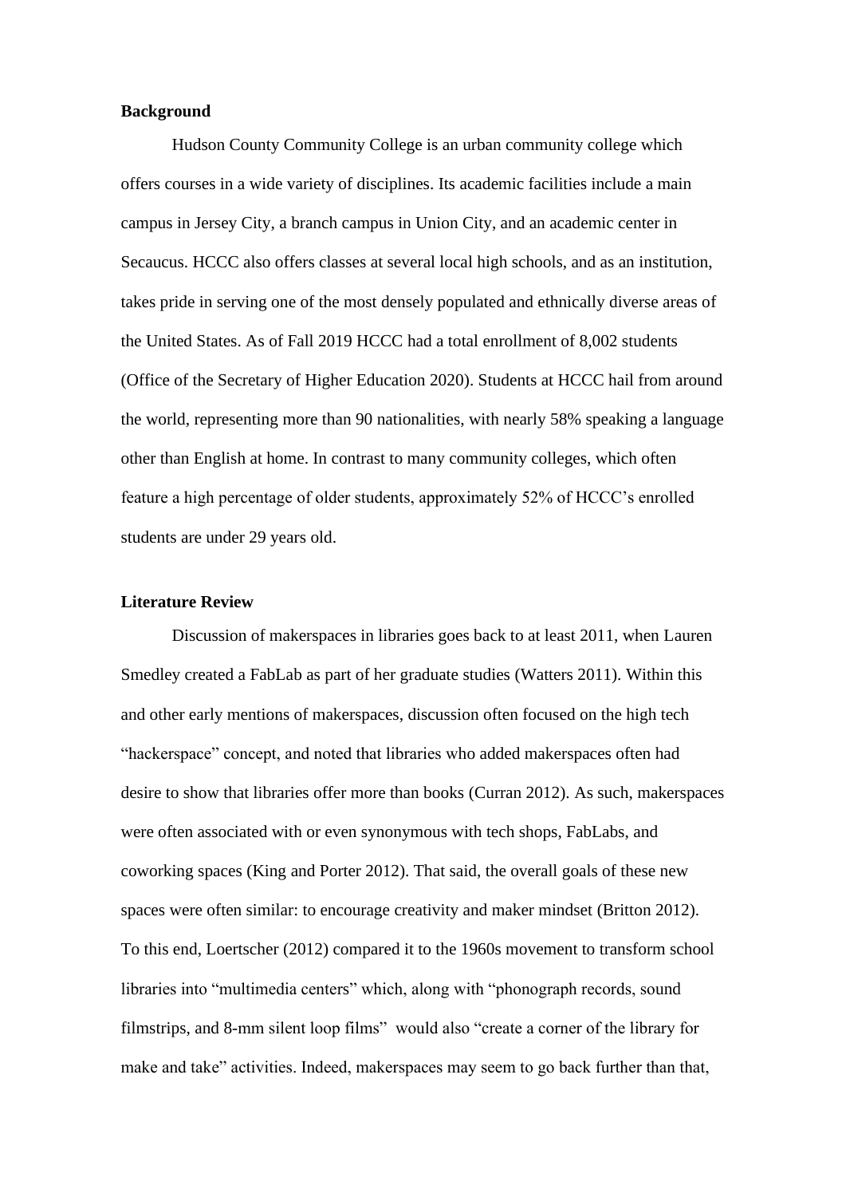**Background**

Hudson County Community College is an urban community college which offers courses in a wide variety of disciplines. Its academic facilities include a main campus in Jersey City, a branch campus in Union City, and an academic center in Secaucus. HCCC also offers classes at several local high schools, and as an institution, takes pride in serving one of the most densely populated and ethnically diverse areas of the United States. As of Fall 2019 HCCC had a total enrollment of 8,002 students (Office of the Secretary of Higher Education 2020). Students at HCCC hail from around the world, representing more than 90 nationalities, with nearly 58% speaking a language other than English at home. In contrast to many community colleges, which often feature a high percentage of older students, approximately 52% of HCCC's enrolled students are under 29 years old.

**Literature Review**

Discussion of makerspaces in libraries goes back to at least 2011, when Lauren Smedley created a FabLab as part of her graduate studies (Watters 2011). Within this and other early mentions of makerspaces, discussion often focused on the high tech "hackerspace" concept, and noted that libraries who added makerspaces often had desire to show that libraries offer more than books (Curran 2012). As such, makerspaces were often associated with or even synonymous with tech shops, FabLabs, and coworking spaces (King and Porter 2012). That said, the overall goals of these new spaces were often similar: to encourage creativity and maker mindset (Britton 2012). To this end, Loertscher (2012) compared it to the 1960s movement to transform school libraries into "multimedia centers" which, along with "phonograph records, sound filmstrips, and 8-mm silent loop films" would also "create a corner of the library for make and take" activities. Indeed, makerspaces may seem to go back further than that,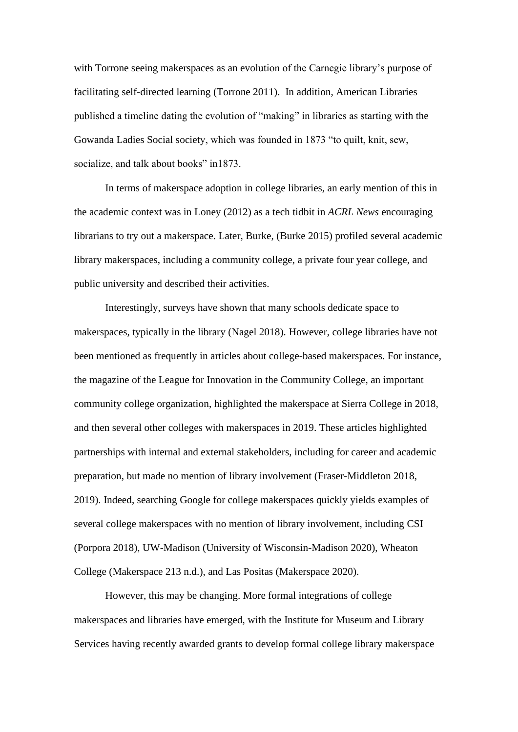with Torrone seeing makerspaces as an evolution of the Carnegie library's purpose of facilitating self-directed learning (Torrone 2011). In addition, American Libraries published a timeline dating the evolution of "making" in libraries as starting with the Gowanda Ladies Social society, which was founded in 1873 "to quilt, knit, sew, socialize, and talk about books" in1873.

In terms of makerspace adoption in college libraries, an early mention of this in the academic context was in Loney (2012) as a tech tidbit in *ACRL News* encouraging librarians to try out a makerspace. Later, Burke, (Burke 2015) profiled several academic library makerspaces, including a community college, a private four year college, and public university and described their activities.

Interestingly, surveys have shown that many schools dedicate space to makerspaces, typically in the library (Nagel 2018). However, college libraries have not been mentioned as frequently in articles about college-based makerspaces. For instance, the magazine of the League for Innovation in the Community College, an important community college organization, highlighted the makerspace at Sierra College in 2018, and then several other colleges with makerspaces in 2019. These articles highlighted partnerships with internal and external stakeholders, including for career and academic preparation, but made no mention of library involvement (Fraser-Middleton 2018, 2019). Indeed, searching Google for college makerspaces quickly yields examples of several college makerspaces with no mention of library involvement, including CSI (Porpora 2018), UW-Madison (University of Wisconsin-Madison 2020), Wheaton College (Makerspace 213 n.d.), and Las Positas (Makerspace 2020).

However, this may be changing. More formal integrations of college makerspaces and libraries have emerged, with the Institute for Museum and Library Services having recently awarded grants to develop formal college library makerspace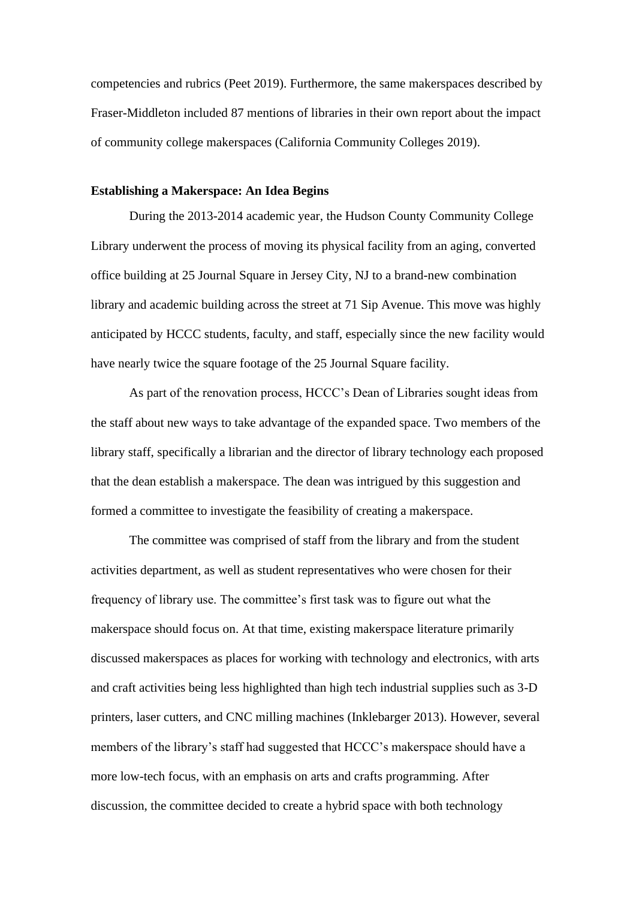competencies and rubrics (Peet 2019). Furthermore, the same makerspaces described by Fraser-Middleton included 87 mentions of libraries in their own report about the impact of community college makerspaces (California Community Colleges 2019).

**Establishing a Makerspace: An Idea Begins**

During the 2013-2014 academic year, the Hudson County Community College Library underwent the process of moving its physical facility from an aging, converted office building at 25 Journal Square in Jersey City, NJ to a brand-new combination library and academic building across the street at 71 Sip Avenue. This move was highly anticipated by HCCC students, faculty, and staff, especially since the new facility would have nearly twice the square footage of the 25 Journal Square facility.

As part of the renovation process, HCCC's Dean of Libraries sought ideas from the staff about new ways to take advantage of the expanded space. Two members of the library staff, specifically a librarian and the director of library technology each proposed that the dean establish a makerspace. The dean was intrigued by this suggestion and formed a committee to investigate the feasibility of creating a makerspace.

The committee was comprised of staff from the library and from the student activities department, as well as student representatives who were chosen for their frequency of library use. The committee's first task was to figure out what the makerspace should focus on. At that time, existing makerspace literature primarily discussed makerspaces as places for working with technology and electronics, with arts and craft activities being less highlighted than high tech industrial supplies such as 3-D printers, laser cutters, and CNC milling machines (Inklebarger 2013). However, several members of the library's staff had suggested that HCCC's makerspace should have a more low-tech focus, with an emphasis on arts and crafts programming. After discussion, the committee decided to create a hybrid space with both technology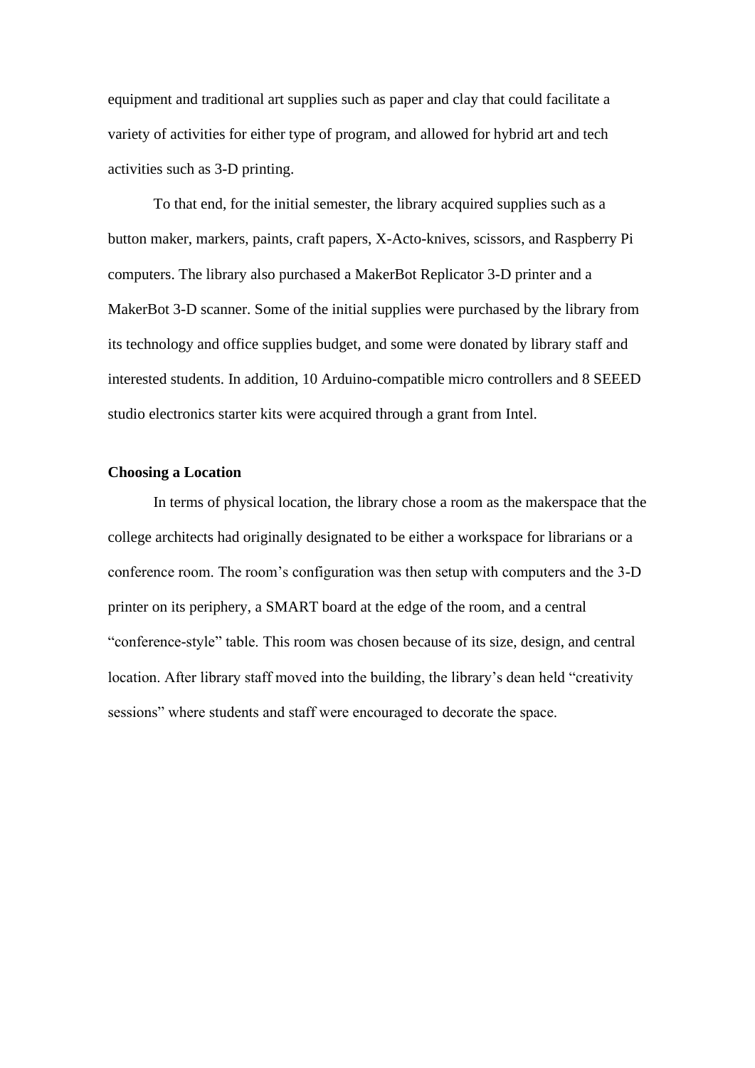equipment and traditional art supplies such as paper and clay that could facilitate a variety of activities for either type of program, and allowed for hybrid art and tech activities such as 3-D printing.

To that end, for the initial semester, the library acquired supplies such as a button maker, markers, paints, craft papers, X-Acto-knives, scissors, and Raspberry Pi computers. The library also purchased a MakerBot Replicator 3-D printer and a MakerBot 3-D scanner. Some of the initial supplies were purchased by the library from its technology and office supplies budget, and some were donated by library staff and interested students. In addition, 10 Arduino-compatible micro controllers and 8 SEEED studio electronics starter kits were acquired through a grant from Intel.

### Choosing a Location

In terms of physical location, the library chose a room as the makerspace that the college architects had originally designated to be either a workspace for librarians or a conference room. The room's configuration was then setup with computers and the 3-D printer on its periphery, a SMART board at the edge of the room, and a central "conference-style" table. This room was chosen because of its size, design, and central location. After library staff moved into the building, the library's dean held "creativity sessions" where students and staff were encouraged to decorate the space.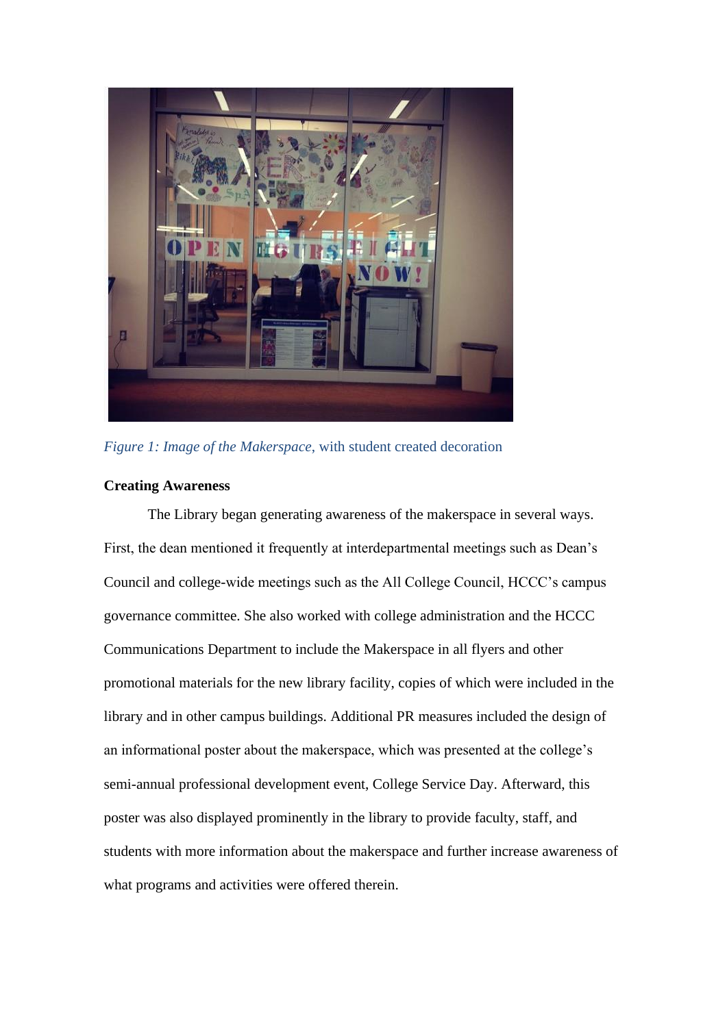*Figure 1: Image of the Makerspace*, with student created decoration

**Creating Awareness**

The Library began generating awareness of the makerspace in several ways. First, the dean mentioned it frequently at interdepartmental meetings such as Dean's Council and college-wide meetings such as the All College Council, HCCC's campus governance committee. She also worked with college administration and the HCCC Communications Department to include the Makerspace in all flyers and other promotional materials for the new library facility, copies of which were included in the library and in other campus buildings. Additional PR measures included the design of an informational poster about the makerspace, which was presented at the college's semi-annual professional development event, College Service Day. Afterward, this poster was also displayed prominently in the library to provide faculty, staff, and students with more information about the makerspace and further increase awareness of what programs and activities were offered therein.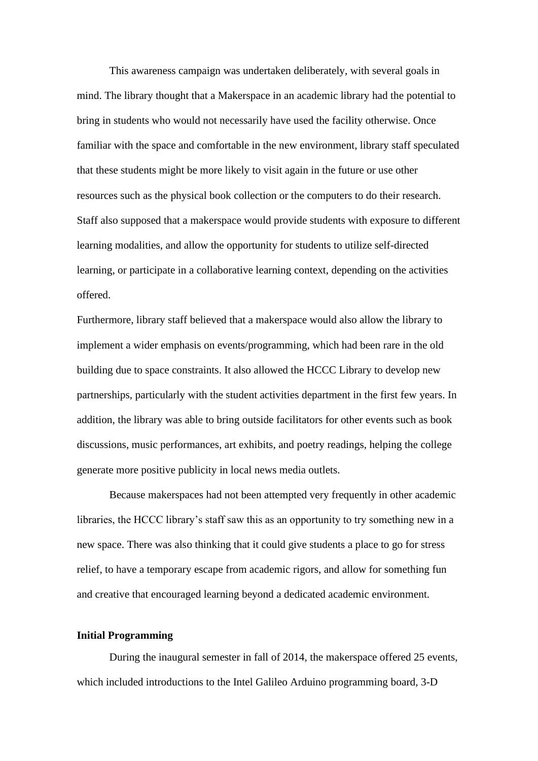This awareness campaign was undertaken deliberately, with several goals in mind. The library thought that a Makerspace in an academic library had the potential to bring in students who would not necessarily have used the facility otherwise. Once familiar with the space and comfortable in the new environment, library staff speculated that these students might be more likely to visit again in the future or use other resources such as the physical book collection or the computers to do their research. Staff also supposed that a makerspace would provide students with exposure to different learning modalities, and allow the opportunity for students to utilize self-directed learning, or participate in a collaborative learning context, depending on the activities offered.

Furthermore, library staff believed that a makerspace would also allow the library to implement a wider emphasis on events/programming, which had been rare in the old building due to space constraints. It also allowed the HCCC Library to develop new partnerships, particularly with the student activities department in the first few years. In addition, the library was able to bring outside facilitators for other events such as book discussions, music performances, art exhibits, and poetry readings, helping the college generate more positive publicity in local news media outlets.

Because makerspaces had not been attempted very frequently in other academic libraries, the HCCC library's staff saw this as an opportunity to try something new in a new space. There was also thinking that it could give students a place to go for stress relief, to have a temporary escape from academic rigors, and allow for something fun and creative that encouraged learning beyond a dedicated academic environment.

**Initial Programming**

During the inaugural semester in fall of 2014, the makerspace offered 25 events, which included introductions to the Intel Galileo Arduino programming board, 3-D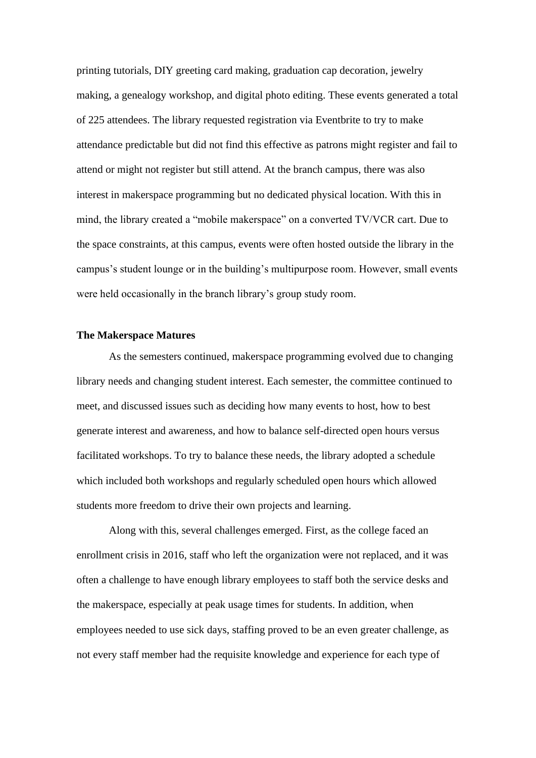printing tutorials, DIY greeting card making, graduation cap decoration, jewelry making, a genealogy workshop, and digital photo editing. These events generated a total of 225 attendees. The library requested registration via Eventbrite to try to make attendance predictable but did not find this effective as patrons might register and fail to attend or might not register but still attend. At the branch campus, there was also interest in makerspace programming but no dedicated physical location. With this in mind, the library created a "mobile makerspace" on a converted TV/VCR cart. Due to the space constraints, at this campus, events were often hosted outside the library in the campus's student lounge or in the building's multipurpose room. However, small events were held occasionally in the branch library's group study room.

### The Makerspace Matures

As the semesters continued, makerspace programming evolved due to changing library needs and changing student interest. Each semester, the committee continued to meet, and discussed issues such as deciding how many events to host, how to best generate interest and awareness, and how to balance self-directed open hours versus facilitated workshops. To try to balance these needs, the library adopted a schedule which included both workshops and regularly scheduled open hours which allowed students more freedom to drive their own projects and learning.

Along with this, several challenges emerged. First, as the college faced an enrollment crisis in 2016, staff who left the organization were not replaced, and it was often a challenge to have enough library employees to staff both the service desks and the makerspace, especially at peak usage times for students. In addition, when employees needed to use sick days, staffing proved to be an even greater challenge, as not every staff member had the requisite knowledge and experience for each type of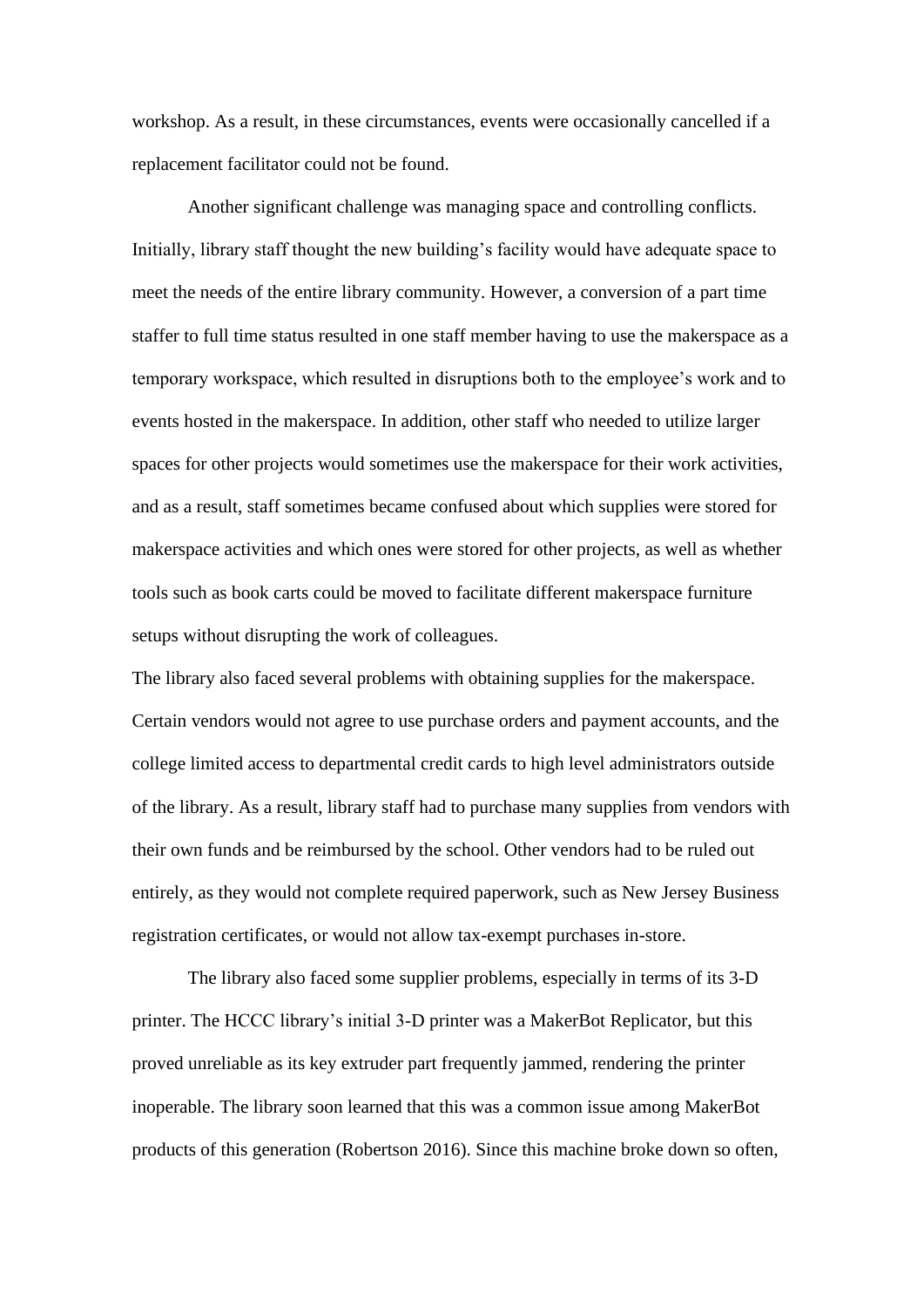workshop. As a result, in these circumstances, events were occasionally cancelled if a replacement facilitator could not be found.

Another significant challenge was managing space and controlling conflicts. Initially, library staff thought the new building's facility would have adequate space to meet the needs of the entire library community. However, a conversion of a part time staffer to full time status resulted in one staff member having to use the makerspace as a temporary workspace, which resulted in disruptions both to the employee's work and to events hosted in the makerspace. In addition, other staff who needed to utilize larger spaces for other projects would sometimes use the makerspace for their work activities, and as a result, staff sometimes became confused about which supplies were stored for makerspace activities and which ones were stored for other projects, as well as whether tools such as book carts could be moved to facilitate different makerspace furniture setups without disrupting the work of colleagues.

The library also faced several problems with obtaining supplies for the makerspace. Certain vendors would not agree to use purchase orders and payment accounts, and the college limited access to departmental credit cards to high level administrators outside of the library. As a result, library staff had to purchase many supplies from vendors with their own funds and be reimbursed by the school. Other vendors had to be ruled out entirely, as they would not complete required paperwork, such as New Jersey Business registration certificates, or would not allow tax-exempt purchases in-store.

The library also faced some supplier problems, especially in terms of its 3-D printer. The HCCC library's initial 3-D printer was a MakerBot Replicator, but this proved unreliable as its key extruder part frequently jammed, rendering the printer inoperable. The library soon learned that this was a common issue among MakerBot products of this generation (Robertson 2016). Since this machine broke down so often,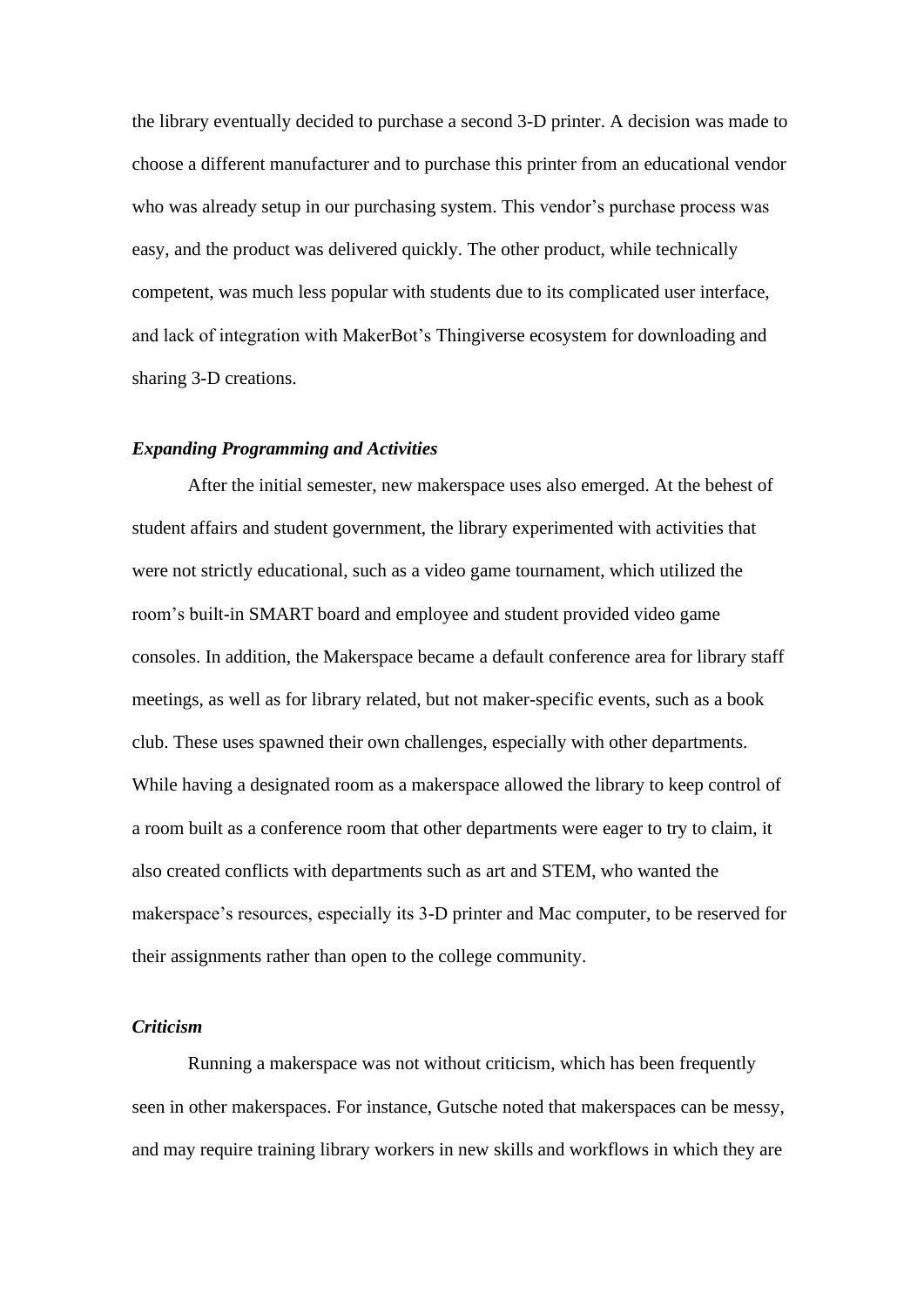the library eventually decided to purchase a second 3-D printer. A decision was made to choose a different manufacturer and to purchase this printer from an educational vendor who was already setup in our purchasing system. This vendor's purchase process was easy, and the product was delivered quickly. The other product, while technically competent, was much less popular with students due to its complicated user interface, and lack of integration with MakerBot's Thingiverse ecosystem for downloading and sharing 3-D creations.

### *Expanding Programming and Activities*

After the initial semester, new makerspace uses also emerged. At the behest of student affairs and student government, the library experimented with activities that were not strictly educational, such as a video game tournament, which utilized the room's built-in SMART board and employee and student provided video game consoles. In addition, the Makerspace became a default conference area for library staff meetings, as well as for library related, but not maker-specific events, such as a book club. These uses spawned their own challenges, especially with other departments. While having a designated room as a makerspace allowed the library to keep control of a room built as a conference room that other departments were eager to try to claim, it also created conflicts with departments such as art and STEM, who wanted the makerspace's resources, especially its 3-D printer and Mac computer, to be reserved for their assignments rather than open to the college community.

### *Criticism*

Running a makerspace was not without criticism, which has been frequently seen in other makerspaces. For instance, Gutsche noted that makerspaces can be messy, and may require training library workers in new skills and workflows in which they are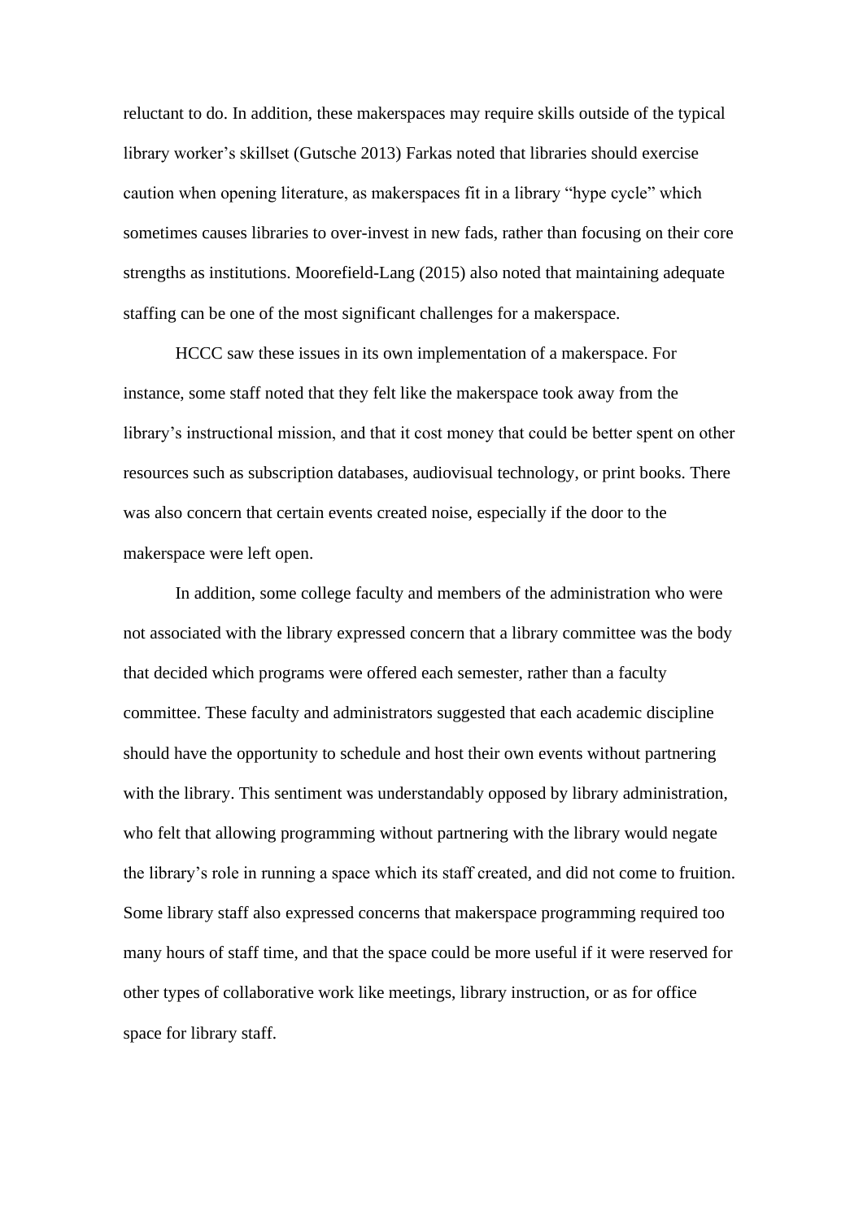reluctant to do. In addition, these makerspaces may require skills outside of the typical library worker's skillset (Gutsche 2013) Farkas noted that libraries should exercise caution when opening literature, as makerspaces fit in a library "hype cycle" which sometimes causes libraries to over-invest in new fads, rather than focusing on their core strengths as institutions. Moorefield-Lang (2015) also noted that maintaining adequate staffing can be one of the most significant challenges for a makerspace.

HCCC saw these issues in its own implementation of a makerspace. For instance, some staff noted that they felt like the makerspace took away from the library's instructional mission, and that it cost money that could be better spent on other resources such as subscription databases, audiovisual technology, or print books. There was also concern that certain events created noise, especially if the door to the makerspace were left open.

In addition, some college faculty and members of the administration who were not associated with the library expressed concern that a library committee was the body that decided which programs were offered each semester, rather than a faculty committee. These faculty and administrators suggested that each academic discipline should have the opportunity to schedule and host their own events without partnering with the library. This sentiment was understandably opposed by library administration, who felt that allowing programming without partnering with the library would negate the library's role in running a space which its staff created, and did not come to fruition. Some library staff also expressed concerns that makerspace programming required too many hours of staff time, and that the space could be more useful if it were reserved for other types of collaborative work like meetings, library instruction, or as for office space for library staff.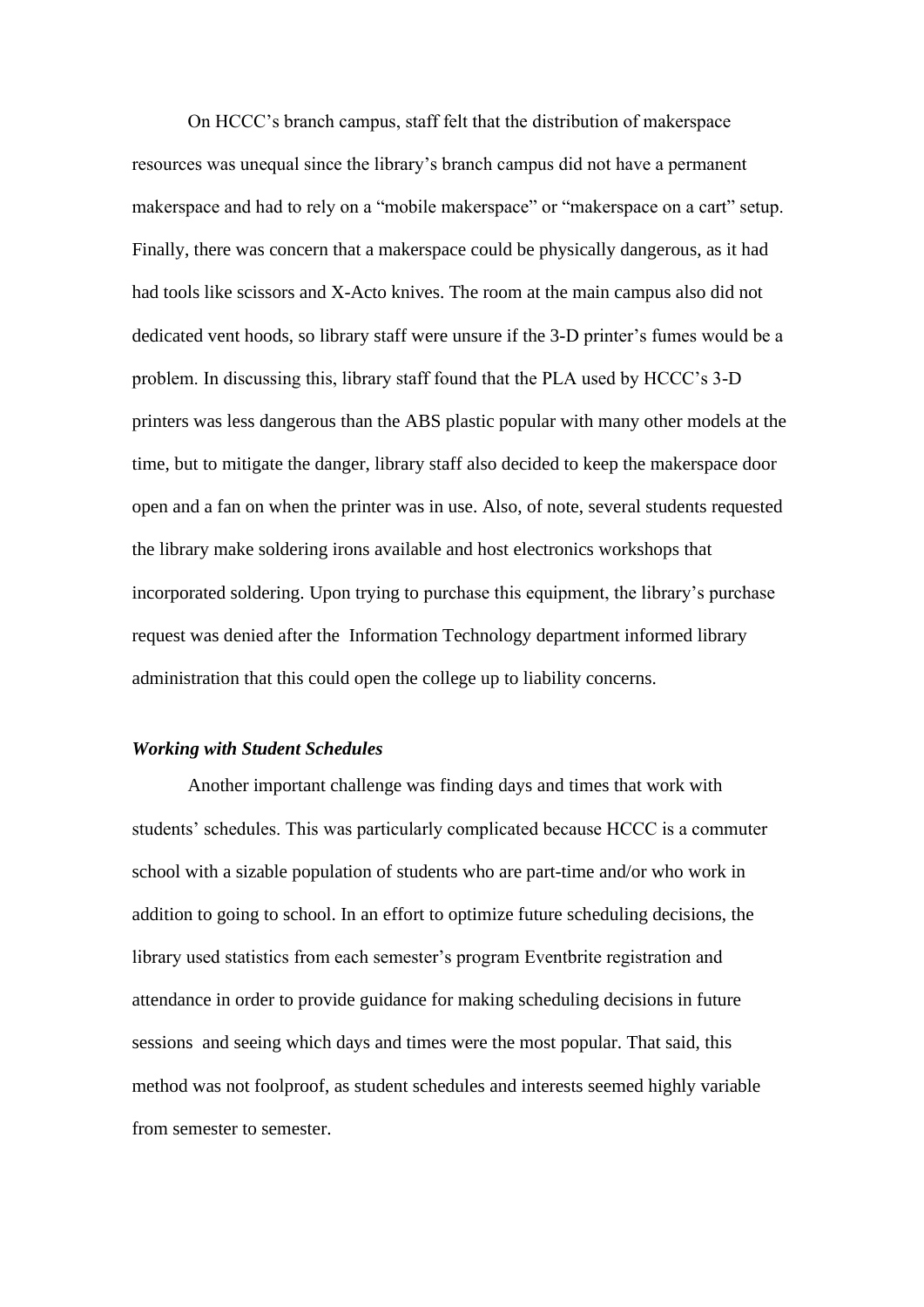On HCCC's branch campus, staff felt that the distribution of makerspace resources was unequal since the library's branch campus did not have a permanent makerspace and had to rely on a "mobile makerspace" or "makerspace on a cart" setup. Finally, there was concern that a makerspace could be physically dangerous, as it had had tools like scissors and X-Acto knives. The room at the main campus also did not dedicated vent hoods, so library staff were unsure if the 3-D printer's fumes would be a problem. In discussing this, library staff found that the PLA used by HCCC's 3-D printers was less dangerous than the ABS plastic popular with many other models at the time, but to mitigate the danger, library staff also decided to keep the makerspace door open and a fan on when the printer was in use. Also, of note, several students requested the library make soldering irons available and host electronics workshops that incorporated soldering. Upon trying to purchase this equipment, the library's purchase request was denied after the Information Technology department informed library administration that this could open the college up to liability concerns.

***Working with Student Schedules***

Another important challenge was finding days and times that work with students' schedules. This was particularly complicated because HCCC is a commuter school with a sizable population of students who are part-time and/or who work in addition to going to school. In an effort to optimize future scheduling decisions, the library used statistics from each semester's program Eventbrite registration and attendance in order to provide guidance for making scheduling decisions in future sessions and seeing which days and times were the most popular. That said, this method was not foolproof, as student schedules and interests seemed highly variable from semester to semester.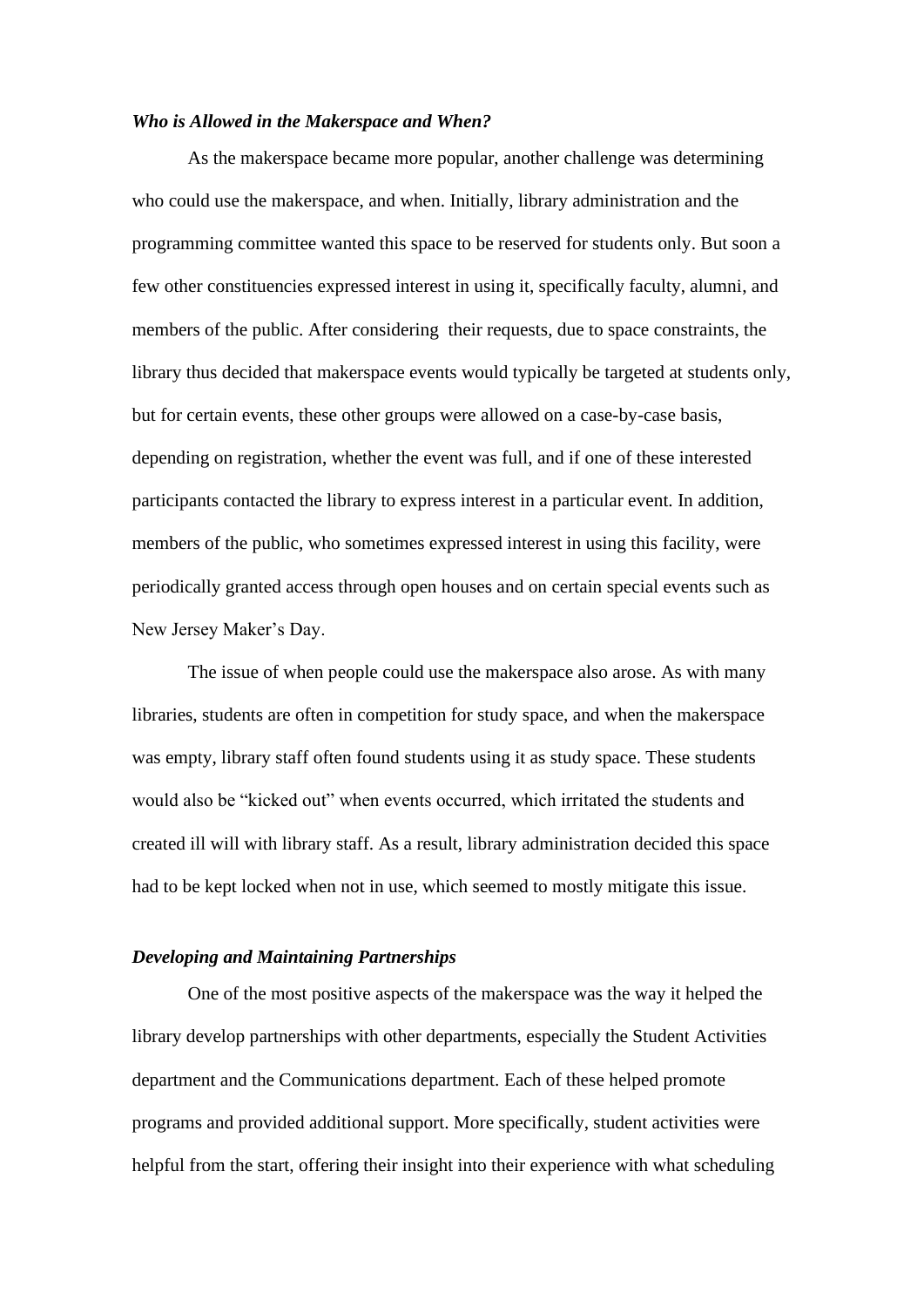### *Who is Allowed in the Makerspace and When?*

As the makerspace became more popular, another challenge was determining who could use the makerspace, and when. Initially, library administration and the programming committee wanted this space to be reserved for students only. But soon a few other constituencies expressed interest in using it, specifically faculty, alumni, and members of the public. After considering their requests, due to space constraints, the library thus decided that makerspace events would typically be targeted at students only, but for certain events, these other groups were allowed on a case-by-case basis, depending on registration, whether the event was full, and if one of these interested participants contacted the library to express interest in a particular event. In addition, members of the public, who sometimes expressed interest in using this facility, were periodically granted access through open houses and on certain special events such as New Jersey Maker's Day.

The issue of when people could use the makerspace also arose. As with many libraries, students are often in competition for study space, and when the makerspace was empty, library staff often found students using it as study space. These students would also be "kicked out" when events occurred, which irritated the students and created ill will with library staff. As a result, library administration decided this space had to be kept locked when not in use, which seemed to mostly mitigate this issue.

### *Developing and Maintaining Partnerships*

One of the most positive aspects of the makerspace was the way it helped the library develop partnerships with other departments, especially the Student Activities department and the Communications department. Each of these helped promote programs and provided additional support. More specifically, student activities were helpful from the start, offering their insight into their experience with what scheduling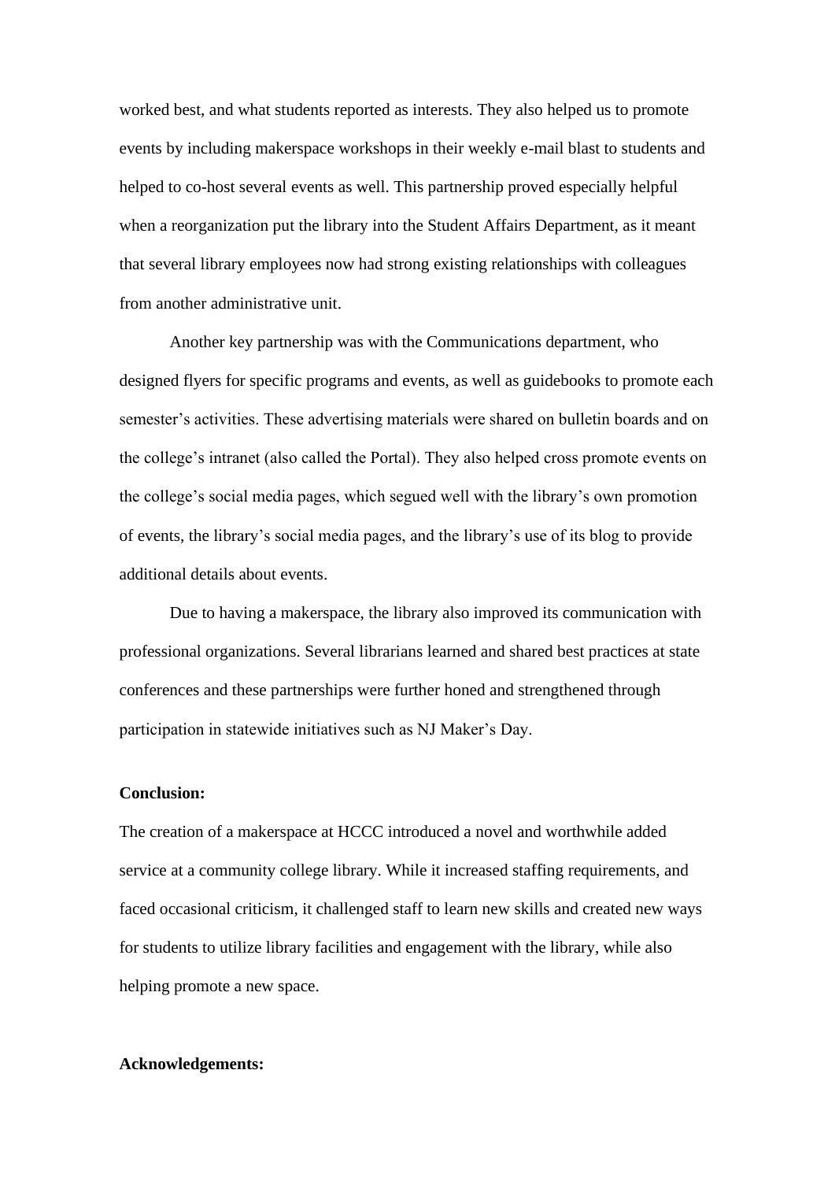worked best, and what students reported as interests. They also helped us to promote events by including makerspace workshops in their weekly e-mail blast to students and helped to co-host several events as well. This partnership proved especially helpful when a reorganization put the library into the Student Affairs Department, as it meant that several library employees now had strong existing relationships with colleagues from another administrative unit.

Another key partnership was with the Communications department, who designed flyers for specific programs and events, as well as guidebooks to promote each semester's activities. These advertising materials were shared on bulletin boards and on the college's intranet (also called the Portal). They also helped cross promote events on the college's social media pages, which segued well with the library's own promotion of events, the library's social media pages, and the library's use of its blog to provide additional details about events.

Due to having a makerspace, the library also improved its communication with professional organizations. Several librarians learned and shared best practices at state conferences and these partnerships were further honed and strengthened through participation in statewide initiatives such as NJ Maker's Day.

**Conclusion:**

The creation of a makerspace at HCCC introduced a novel and worthwhile added service at a community college library. While it increased staffing requirements, and faced occasional criticism, it challenged staff to learn new skills and created new ways for students to utilize library facilities and engagement with the library, while also helping promote a new space.

**Acknowledgements:**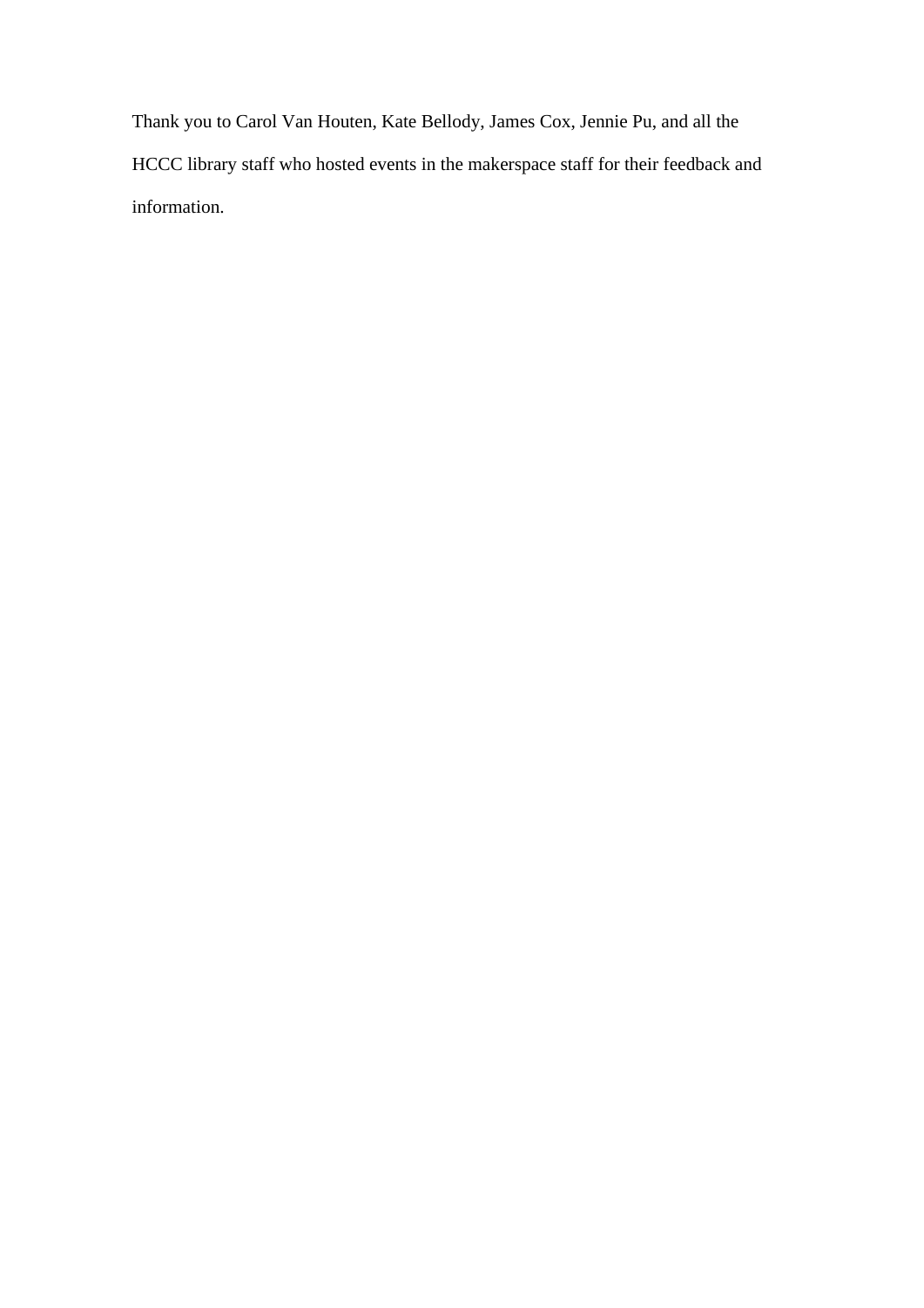Thank you to Carol Van Houten, Kate Bellody, James Cox, Jennie Pu, and all the HCCC library staff who hosted events in the makerspace staff for their feedback and information.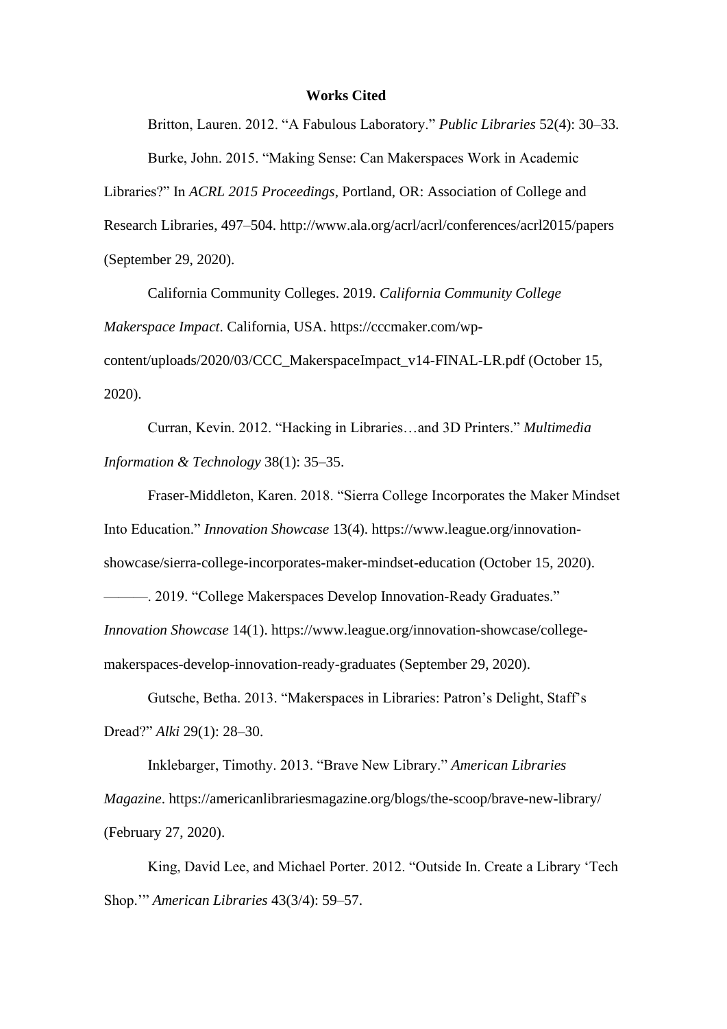**Works Cited**

Britton, Lauren. 2012. "A Fabulous Laboratory." *Public Libraries* 52(4): 30–33.

Burke, John. 2015. "Making Sense: Can Makerspaces Work in Academic Libraries?" In *ACRL 2015 Proceedings*, Portland, OR: Association of College and Research Libraries, 497–504. http://www.ala.org/acrl/acrl/conferences/acrl2015/papers (September 29, 2020).

California Community Colleges. 2019. *California Community College Makerspace Impact*. California, USA. https://cccmaker.com/wp-content/uploads/2020/03/CCC_MakerspaceImpact_v14-FINAL-LR.pdf (October 15, 2020).

Curran, Kevin. 2012. "Hacking in Libraries…and 3D Printers." *Multimedia Information & Technology* 38(1): 35–35.

Fraser-Middleton, Karen. 2018. "Sierra College Incorporates the Maker Mindset Into Education." *Innovation Showcase* 13(4). https://www.league.org/innovation-showcase/sierra-college-incorporates-maker-mindset-education (October 15, 2020).

———. 2019. "College Makerspaces Develop Innovation-Ready Graduates." *Innovation Showcase* 14(1). https://www.league.org/innovation-showcase/college-makerspaces-develop-innovation-ready-graduates (September 29, 2020).

Gutsche, Betha. 2013. "Makerspaces in Libraries: Patron's Delight, Staff's Dread?" *Alki* 29(1): 28–30.

Inklebarger, Timothy. 2013. "Brave New Library." *American Libraries Magazine*. https://americanlibrariesmagazine.org/blogs/the-scoop/brave-new-library/ (February 27, 2020).

King, David Lee, and Michael Porter. 2012. "Outside In. Create a Library 'Tech Shop.'" *American Libraries* 43(3/4): 59–57.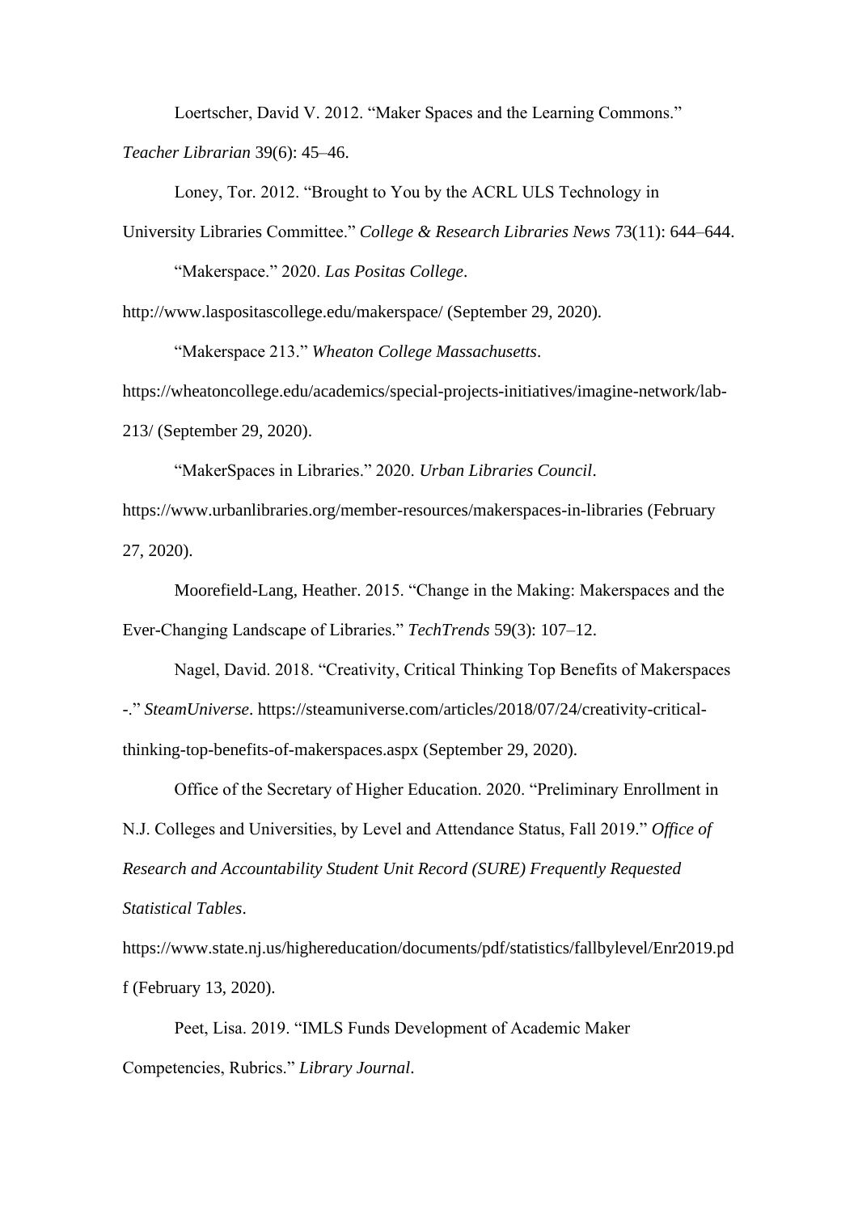Loertscher, David V. 2012. “Maker Spaces and the Learning Commons.” *Teacher Librarian* 39(6): 45–46.

Loney, Tor. 2012. “Brought to You by the ACRL ULS Technology in University Libraries Committee.” *College & Research Libraries News* 73(11): 644–644.

“Makerspace.” 2020. *Las Positas College*. http://www.laspositascollege.edu/makerspace/ (September 29, 2020).

“Makerspace 213.” *Wheaton College Massachusetts*. https://wheatoncollege.edu/academics/special-projects-initiatives/imagine-network/lab-213/ (September 29, 2020).

“MakerSpaces in Libraries.” 2020. *Urban Libraries Council*. https://www.urbanlibraries.org/member-resources/makerspaces-in-libraries (February 27, 2020).

Moorefield-Lang, Heather. 2015. “Change in the Making: Makerspaces and the Ever-Changing Landscape of Libraries.” *TechTrends* 59(3): 107–12.

Nagel, David. 2018. “Creativity, Critical Thinking Top Benefits of Makerspaces -.” *SteamUniverse*. https://steamuniverse.com/articles/2018/07/24/creativity-critical-thinking-top-benefits-of-makerspaces.aspx (September 29, 2020).

Office of the Secretary of Higher Education. 2020. “Preliminary Enrollment in N.J. Colleges and Universities, by Level and Attendance Status, Fall 2019.” *Office of Research and Accountability Student Unit Record (SURE) Frequently Requested Statistical Tables*. https://www.state.nj.us/highereducation/documents/pdf/statistics/fallbylevel/Enr2019.pdf (February 13, 2020).

Peet, Lisa. 2019. “IMLS Funds Development of Academic Maker Competencies, Rubrics.” *Library Journal*.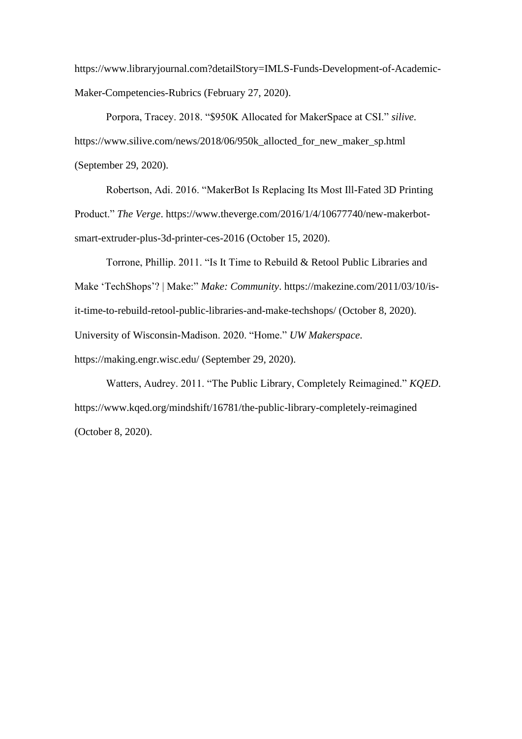https://www.libraryjournal.com?detailStory=IMLS-Funds-Development-of-Academic-Maker-Competencies-Rubrics (February 27, 2020).

Porpora, Tracey. 2018. "$950K Allocated for MakerSpace at CSI." *silive*. https://www.silive.com/news/2018/06/950k_allocted_for_new_maker_sp.html (September 29, 2020).

Robertson, Adi. 2016. "MakerBot Is Replacing Its Most Ill-Fated 3D Printing Product." *The Verge*. https://www.theverge.com/2016/1/4/10677740/new-makerbot-smart-extruder-plus-3d-printer-ces-2016 (October 15, 2020).

Torrone, Phillip. 2011. "Is It Time to Rebuild & Retool Public Libraries and Make 'TechShops'? | Make:" *Make: Community*. https://makezine.com/2011/03/10/is-it-time-to-rebuild-retool-public-libraries-and-make-techshops/ (October 8, 2020).

University of Wisconsin-Madison. 2020. "Home." *UW Makerspace*. https://making.engr.wisc.edu/ (September 29, 2020).

Watters, Audrey. 2011. "The Public Library, Completely Reimagined." *KQED*. https://www.kqed.org/mindshift/16781/the-public-library-completely-reimagined (October 8, 2020).